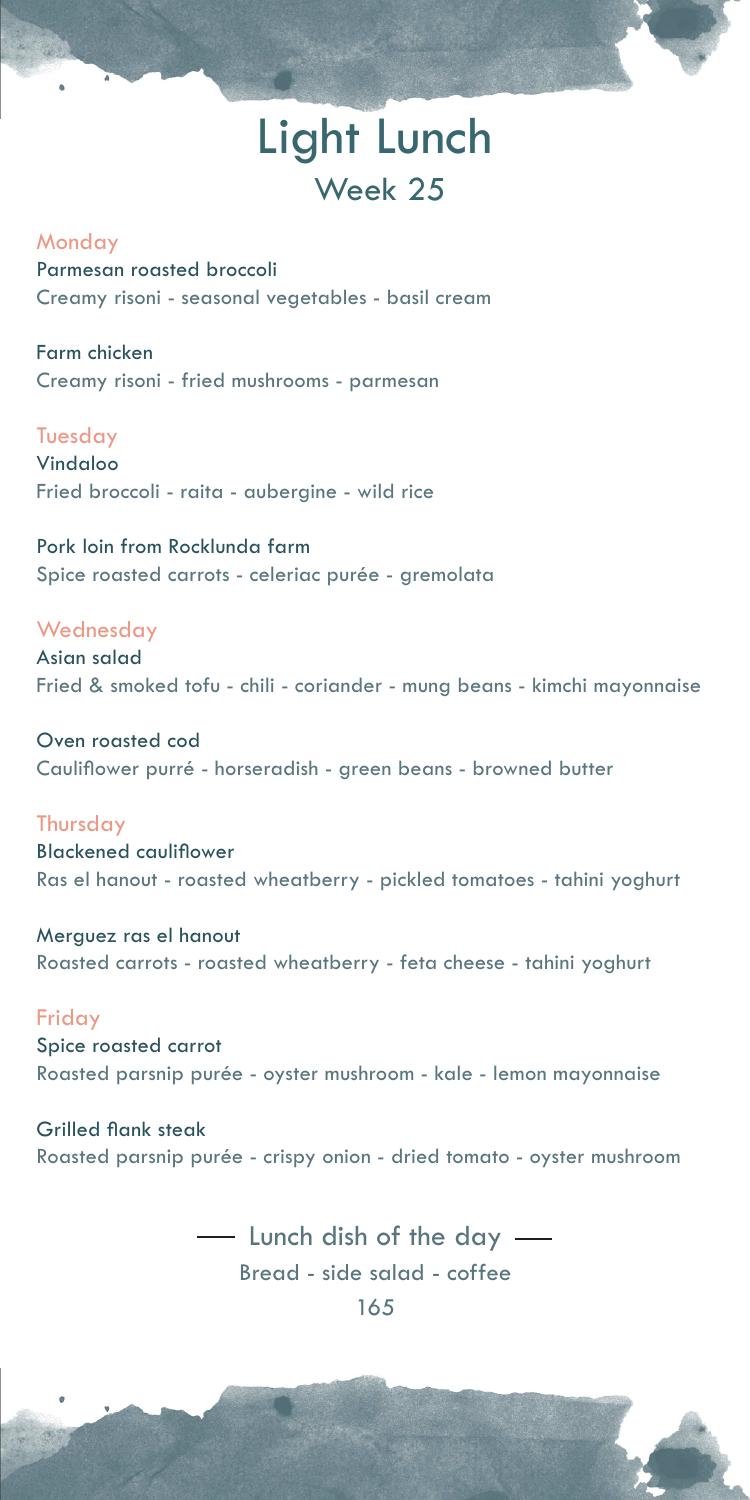# Light Lunch

## Week 25

### Monday

**Parmesan roasted broccoli**
Creamy risoni - seasonal vegetables - basil cream

**Farm chicken**
Creamy risoni - fried mushrooms - parmesan

### Tuesday

**Vindaloo**
Fried broccoli - raita - aubergine - wild rice

**Pork loin from Rocklunda farm**
Spice roasted carrots - celeriac purée - gremolata

### Wednesday

**Asian salad**
Fried & smoked tofu - chili - coriander - mung beans - kimchi mayonnaise

**Oven roasted cod**
Cauliflower purré - horseradish - green beans - browned butter

### Thursday

**Blackened cauliflower**
Ras el hanout - roasted wheatberry - pickled tomatoes - tahini yoghurt

**Merguez ras el hanout**
Roasted carrots - roasted wheatberry - feta cheese - tahini yoghurt

### Friday

**Spice roasted carrot**
Roasted parsnip purée - oyster mushroom - kale - lemon mayonnaise

**Grilled flank steak**
Roasted parsnip purée - crispy onion - dried tomato - oyster mushroom

— Lunch dish of the day —

Bread - side salad - coffee

165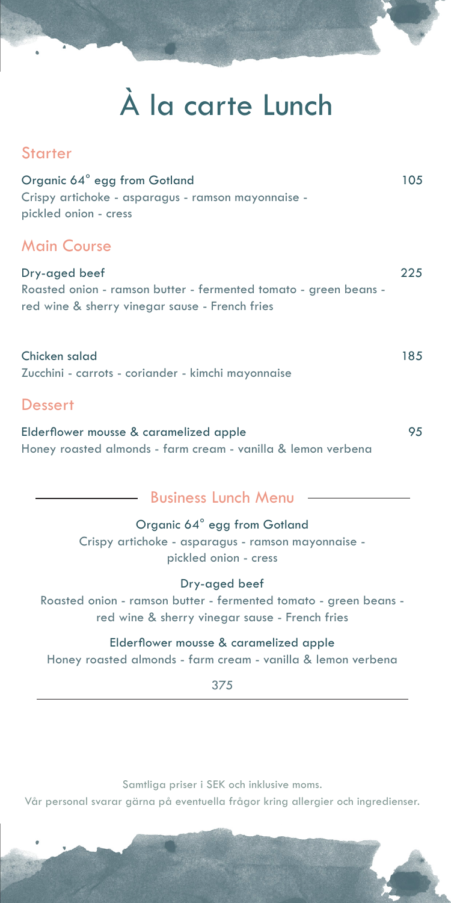# À la carte Lunch

## Starter

**Organic 64° egg from Gotland** 105
Crispy artichoke - asparagus - ramson mayonnaise - pickled onion - cress

## Main Course

**Dry-aged beef** 225
Roasted onion - ramson butter - fermented tomato - green beans - red wine & sherry vinegar sause - French fries

**Chicken salad** 185
Zucchini - carrots - coriander - kimchi mayonnaise

## Dessert

**Elderflower mousse & caramelized apple** 95
Honey roasted almonds - farm cream - vanilla & lemon verbena

---

## Business Lunch Menu

**Organic 64° egg from Gotland**
Crispy artichoke - asparagus - ramson mayonnaise - pickled onion - cress

**Dry-aged beef**
Roasted onion - ramson butter - fermented tomato - green beans - red wine & sherry vinegar sause - French fries

**Elderflower mousse & caramelized apple**
Honey roasted almonds - farm cream - vanilla & lemon verbena

375

---

Samtliga priser i SEK och inklusive moms.

Vår personal svarar gärna på eventuella frågor kring allergier och ingredienser.